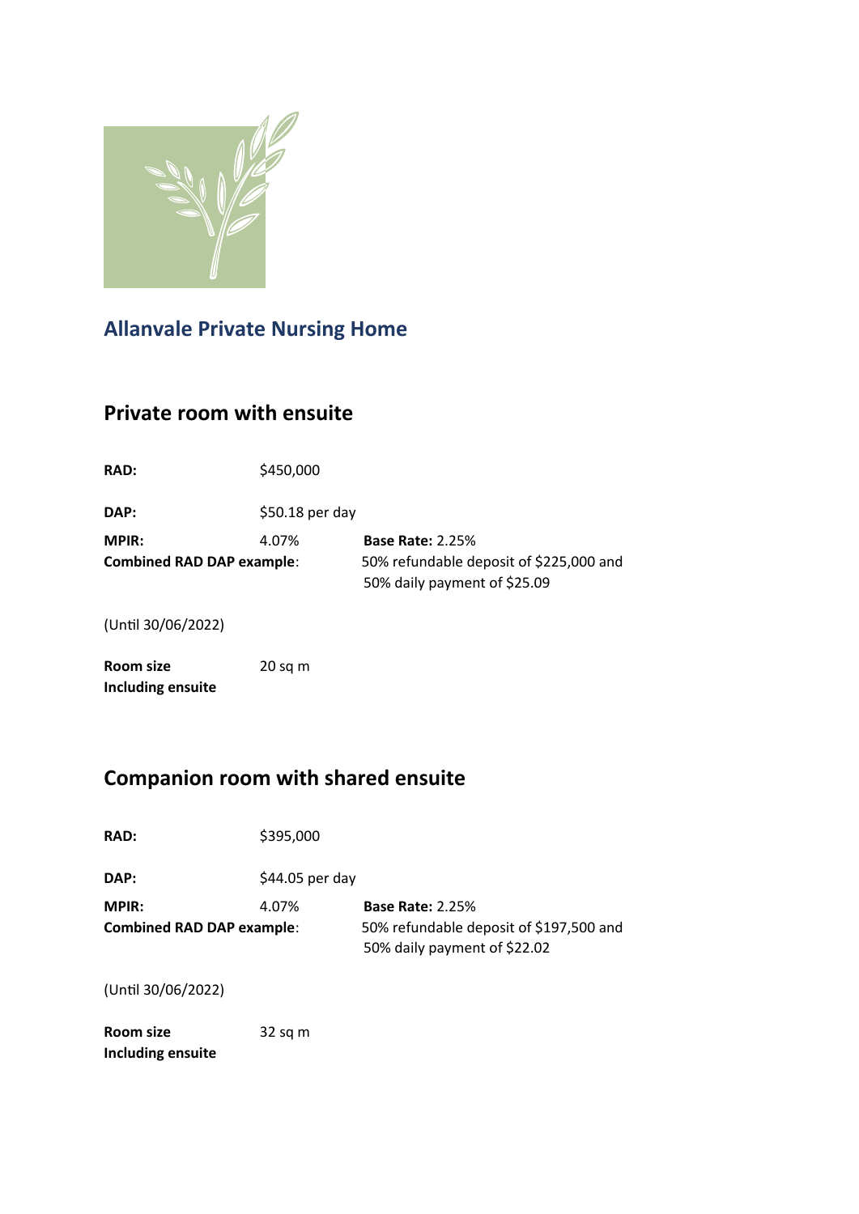## Allanvale Private Nursing Home

### Private room with ensuite

**RAD:** $450,000

**DAP:** $50.18 per day

**MPIR:** 4.07% **Base Rate:** 2.25%

**Combined RAD DAP example**: 50% refundable deposit of $225,000 and 50% daily payment of $25.09

(Until 30/06/2022)

**Room size Including ensuite** 20 sq m

### Companion room with shared ensuite

**RAD:** $395,000

**DAP:** $44.05 per day

**MPIR:** 4.07% **Base Rate:** 2.25%

**Combined RAD DAP example**: 50% refundable deposit of $197,500 and 50% daily payment of $22.02

(Until 30/06/2022)

**Room size Including ensuite** 32 sq m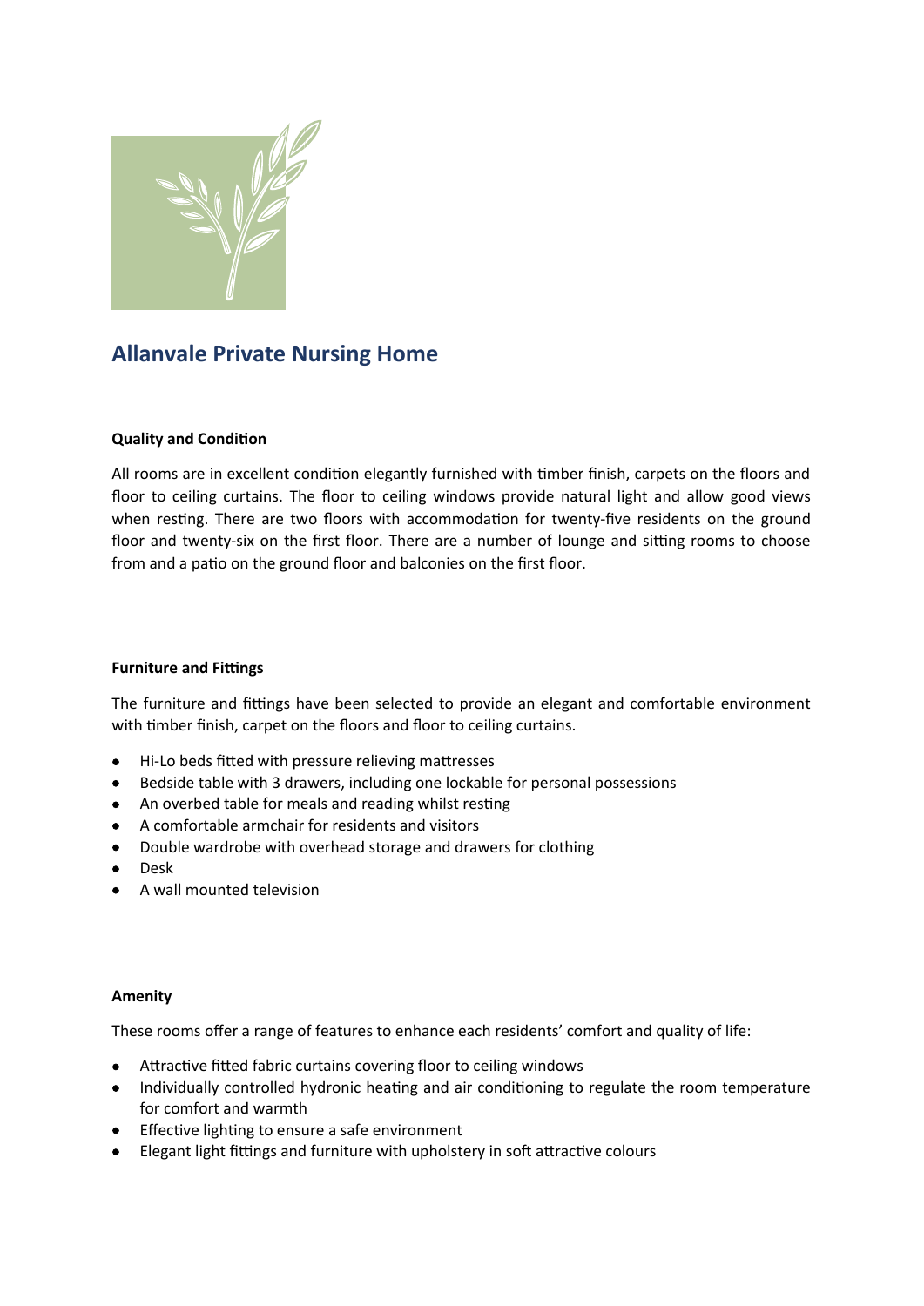# Allanvale Private Nursing Home

### Quality and Condition

All rooms are in excellent condition elegantly furnished with timber finish, carpets on the floors and floor to ceiling curtains. The floor to ceiling windows provide natural light and allow good views when resting. There are two floors with accommodation for twenty-five residents on the ground floor and twenty-six on the first floor. There are a number of lounge and sitting rooms to choose from and a patio on the ground floor and balconies on the first floor.

### Furniture and Fittings

The furniture and fittings have been selected to provide an elegant and comfortable environment with timber finish, carpet on the floors and floor to ceiling curtains.

- Hi-Lo beds fitted with pressure relieving mattresses
- Bedside table with 3 drawers, including one lockable for personal possessions
- An overbed table for meals and reading whilst resting
- A comfortable armchair for residents and visitors
- Double wardrobe with overhead storage and drawers for clothing
- Desk
- A wall mounted television

### Amenity

These rooms offer a range of features to enhance each residents' comfort and quality of life:

- Attractive fitted fabric curtains covering floor to ceiling windows
- Individually controlled hydronic heating and air conditioning to regulate the room temperature for comfort and warmth
- Effective lighting to ensure a safe environment
- Elegant light fittings and furniture with upholstery in soft attractive colours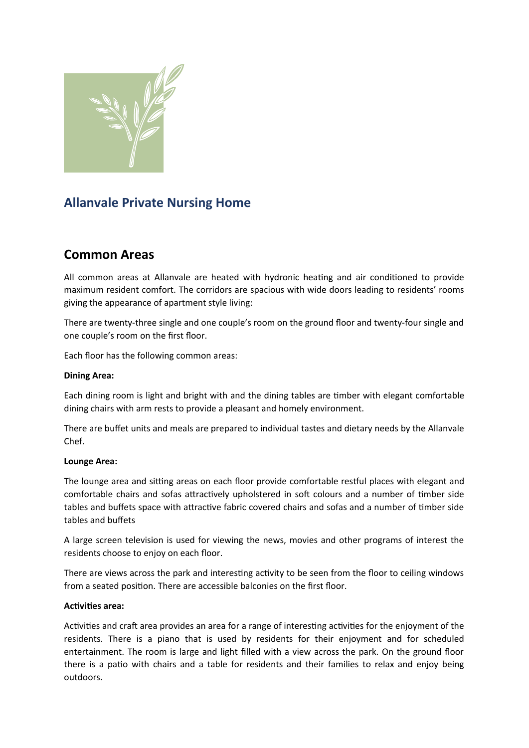## Allanvale Private Nursing Home

## Common Areas

All common areas at Allanvale are heated with hydronic heating and air conditioned to provide maximum resident comfort. The corridors are spacious with wide doors leading to residents' rooms giving the appearance of apartment style living:

There are twenty-three single and one couple's room on the ground floor and twenty-four single and one couple's room on the first floor.

Each floor has the following common areas:

**Dining Area:**

Each dining room is light and bright with and the dining tables are timber with elegant comfortable dining chairs with arm rests to provide a pleasant and homely environment.

There are buffet units and meals are prepared to individual tastes and dietary needs by the Allanvale Chef.

**Lounge Area:**

The lounge area and sitting areas on each floor provide comfortable restful places with elegant and comfortable chairs and sofas attractively upholstered in soft colours and a number of timber side tables and buffets space with attractive fabric covered chairs and sofas and a number of timber side tables and buffets

A large screen television is used for viewing the news, movies and other programs of interest the residents choose to enjoy on each floor.

There are views across the park and interesting activity to be seen from the floor to ceiling windows from a seated position. There are accessible balconies on the first floor.

**Activities area:**

Activities and craft area provides an area for a range of interesting activities for the enjoyment of the residents. There is a piano that is used by residents for their enjoyment and for scheduled entertainment. The room is large and light filled with a view across the park. On the ground floor there is a patio with chairs and a table for residents and their families to relax and enjoy being outdoors.